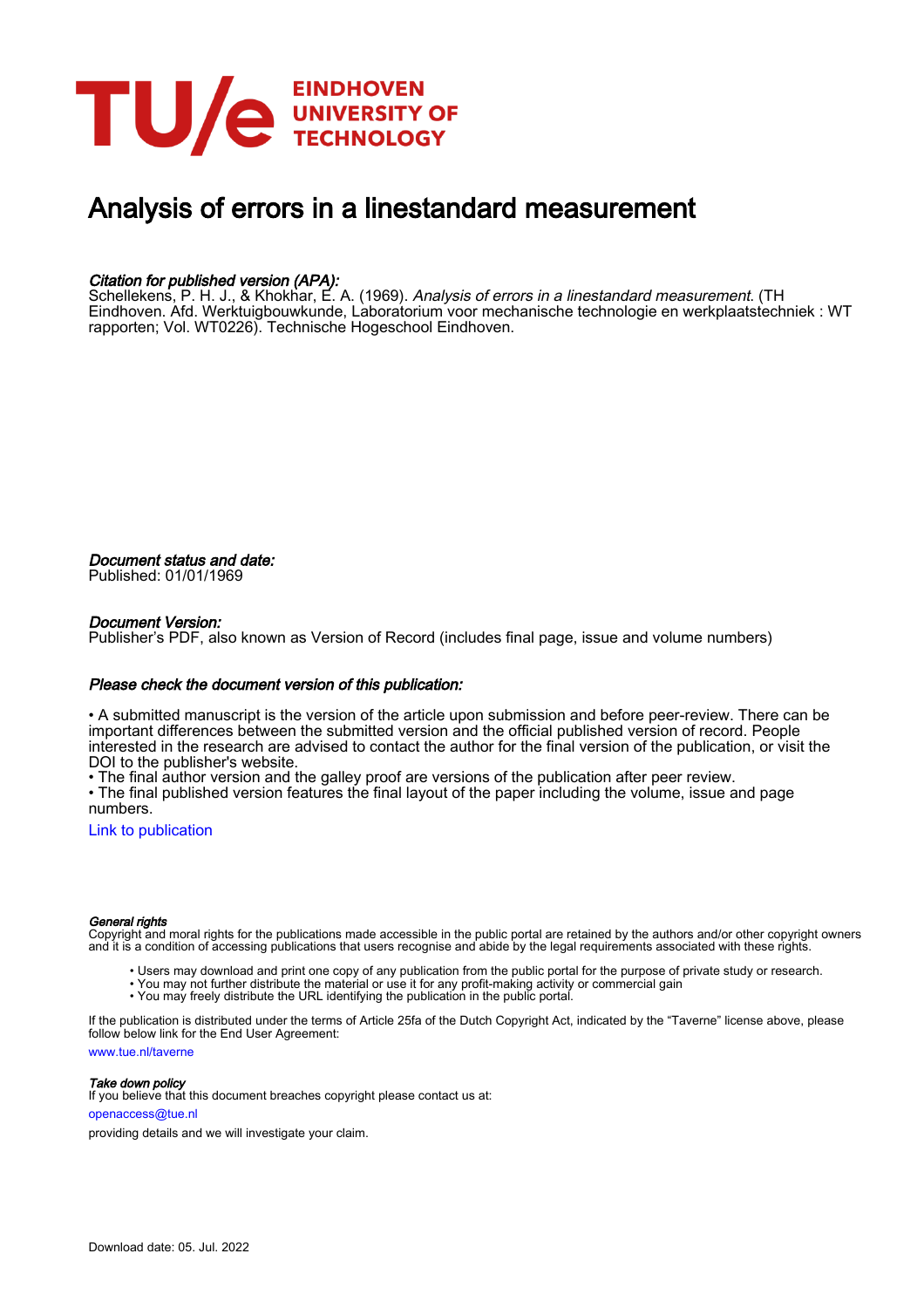# Analysis of errors in a linestandard measurement

*Citation for published version (APA):*
Schellekens, P. H. J., & Khokhar, E. A. (1969). *Analysis of errors in a linestandard measurement*. (TH Eindhoven. Afd. Werktuigbouwkunde, Laboratorium voor mechanische technologie en werkplaatstechniek : WT rapporten; Vol. WT0226). Technische Hogeschool Eindhoven.

*Document status and date:*
Published: 01/01/1969

*Document Version:*
Publisher's PDF, also known as Version of Record (includes final page, issue and volume numbers)

*Please check the document version of this publication:*

• A submitted manuscript is the version of the article upon submission and before peer-review. There can be important differences between the submitted version and the official published version of record. People interested in the research are advised to contact the author for the final version of the publication, or visit the DOI to the publisher's website.
• The final author version and the galley proof are versions of the publication after peer review.
• The final published version features the final layout of the paper including the volume, issue and page numbers.

Link to publication

*General rights*
Copyright and moral rights for the publications made accessible in the public portal are retained by the authors and/or other copyright owners and it is a condition of accessing publications that users recognise and abide by the legal requirements associated with these rights.

• Users may download and print one copy of any publication from the public portal for the purpose of private study or research.
• You may not further distribute the material or use it for any profit-making activity or commercial gain
• You may freely distribute the URL identifying the publication in the public portal.

If the publication is distributed under the terms of Article 25fa of the Dutch Copyright Act, indicated by the "Taverne" license above, please follow below link for the End User Agreement:
www.tue.nl/taverne

*Take down policy*
If you believe that this document breaches copyright please contact us at:
openaccess@tue.nl
providing details and we will investigate your claim.

Download date: 05. Jul. 2022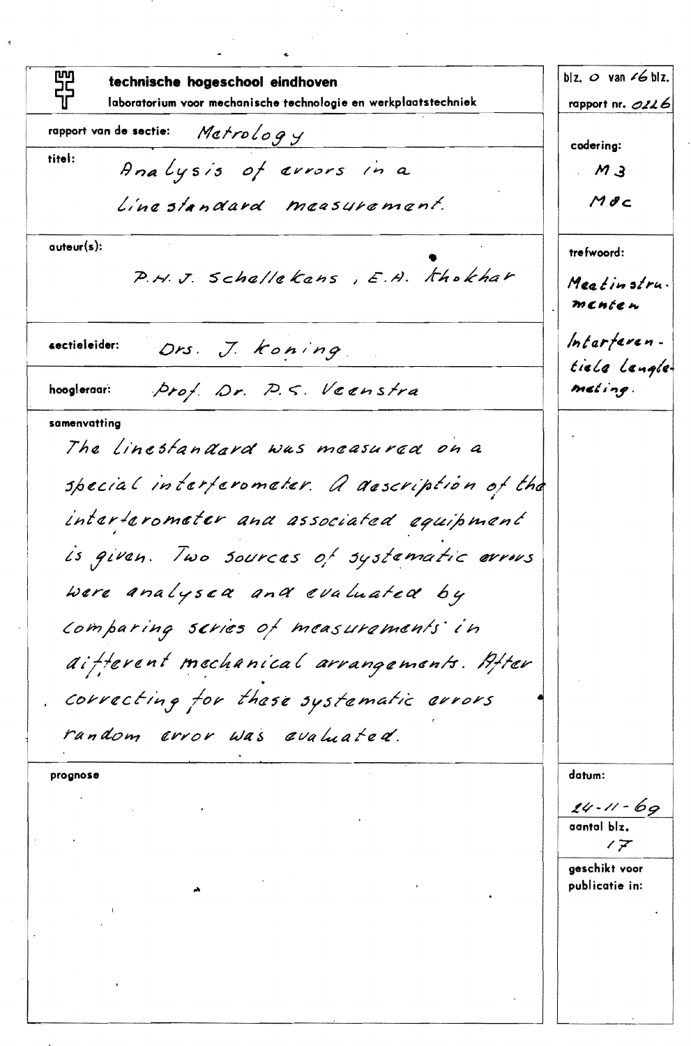**technische hogeschool eindhoven**

laboratorium voor mechanische technologie en werkplaatstechniek

blz. 0 van 16 blz.

rapport nr. 0226

rapport van de sectie: Metrology

titel: Analysis of errors in a line standard measurement.

codering: M3 M0c

auteur(s): P.H.J. Schellekens, E.A. Khokhar

trefwoord: Meetinstrumenten, Interferentiele Lengtemeting.

sectieleider: Drs. J. Koning

hoogleraar: Prof. Dr. P.S. Veenstra

samenvatting

The linestandard was measured on a special interferometer. A description of the interferometer and associated equipment is given. Two sources of systematic errors were analysed and evaluated by comparing series of measurements in different mechanical arrangements. After correcting for these systematic errors random error was evaluated.

prognose

datum: 24-11-69

aantal blz. 17

geschikt voor publicatie in: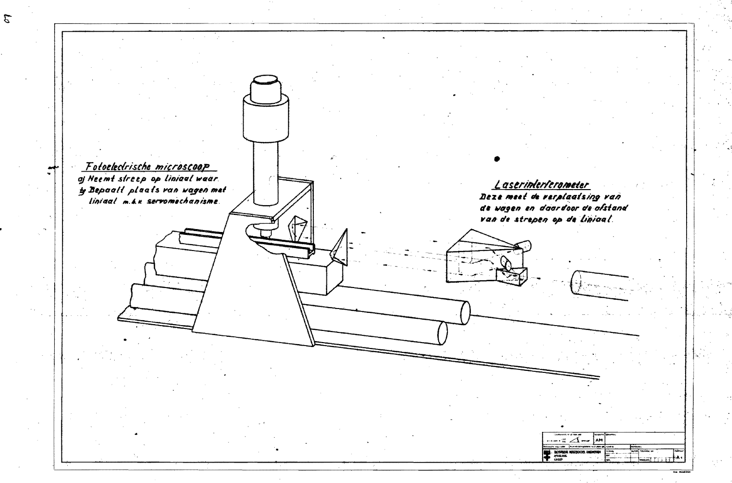Fotoelectrische microscoop

a) Neemt streep op liniaal waar.

b) Bepaalt plaats van wagen met liniaal m.b.v. servomechanisme.

Laserinterferometer

Deze meet de verplaatsing van de wagen en daardoor de afstand van de strepen op de liniaal.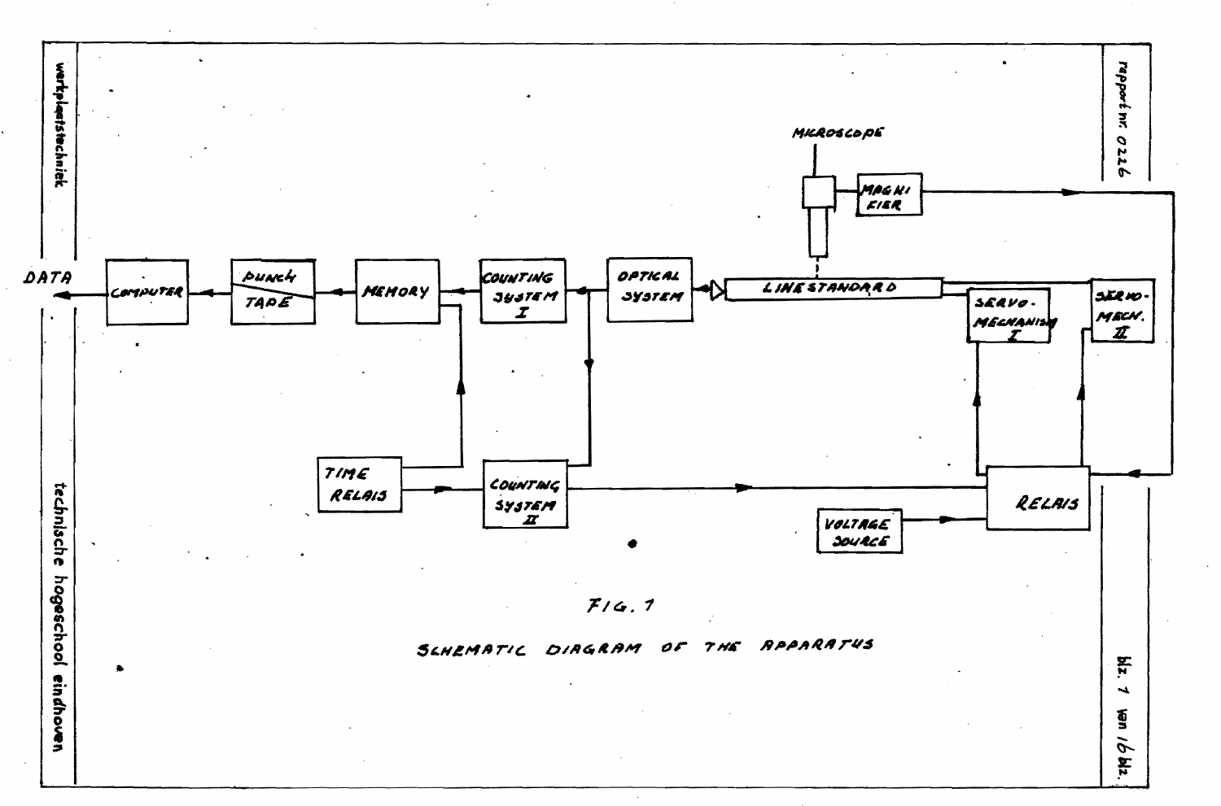DATA

COMPUTER

PUNCH TAPE

MEMORY

COUNTING SYSTEM I

OPTICAL SYSTEM

LINESTANDARD

MICROSCOPE

MAGNIFIER

SERVO-MECHANISM I

SERVO-MECH. II

TIME RELAIS

COUNTING SYSTEM II

VOLTAGE SOURCE

RELAIS

FIG. 1

SCHEMATIC DIAGRAM OF THE APPARATUS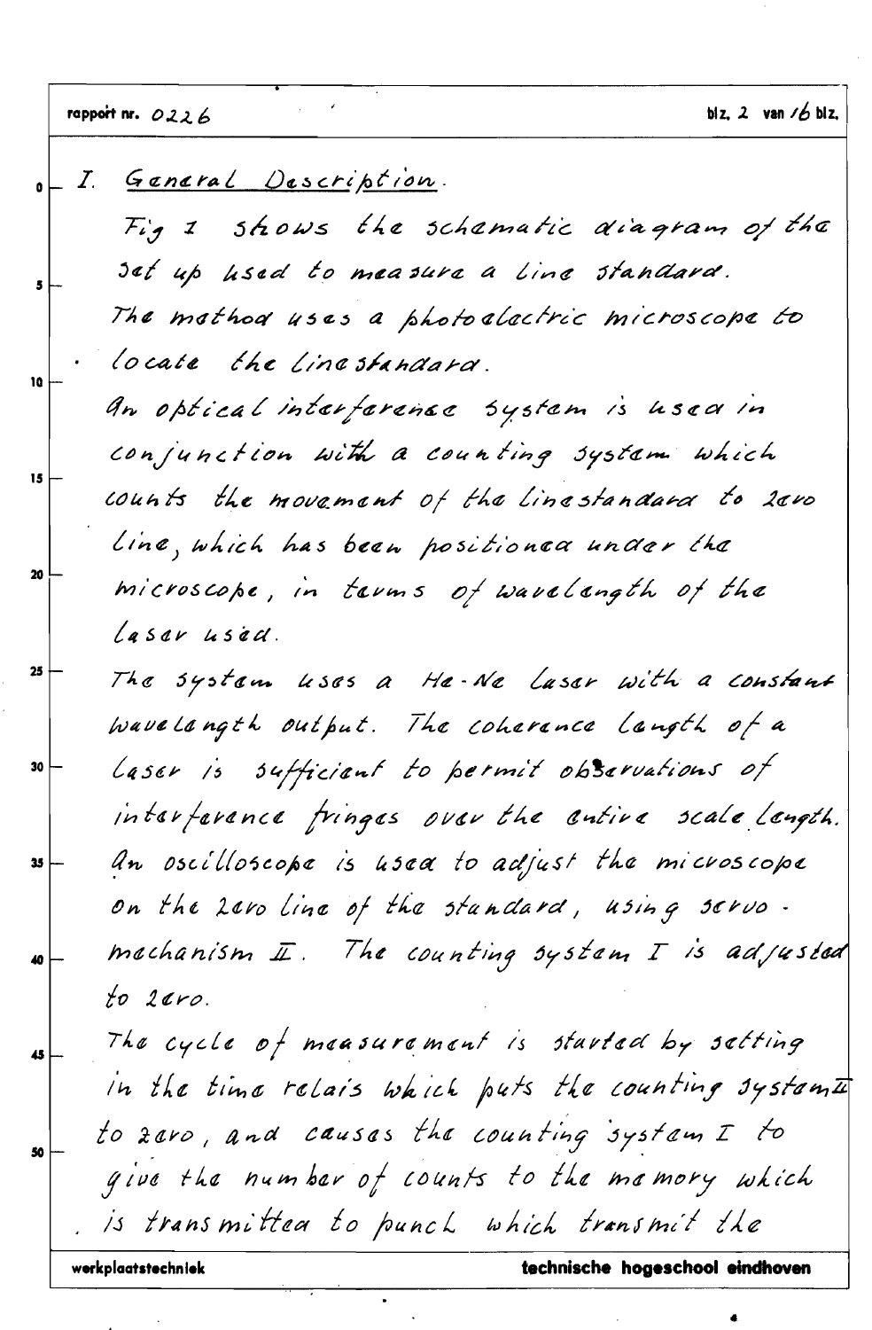# I. General Description.

Fig 1 shows the schematic diagram of the set up used to measure a line standard.
The method uses a photoelectric microscope to locate the line standard.
An optical interference system is used in conjunction with a counting system which counts the movement of the line standard to zero line, which has been positioned under the microscope, in terms of wavelength of the laser used.
The system uses a He-Ne laser with a constant wavelength output. The coherence length of a laser is sufficient to permit observations of interference fringes over the entire scale length.
An oscilloscope is used to adjust the microscope on the zero line of the standard, using servo-mechanism II. The counting system I is adjusted to zero.
The cycle of measurement is started by setting in the time relais which puts the counting system II to zero, and causes the counting system I to give the number of counts to the memory which is transmitted to punch which transmit the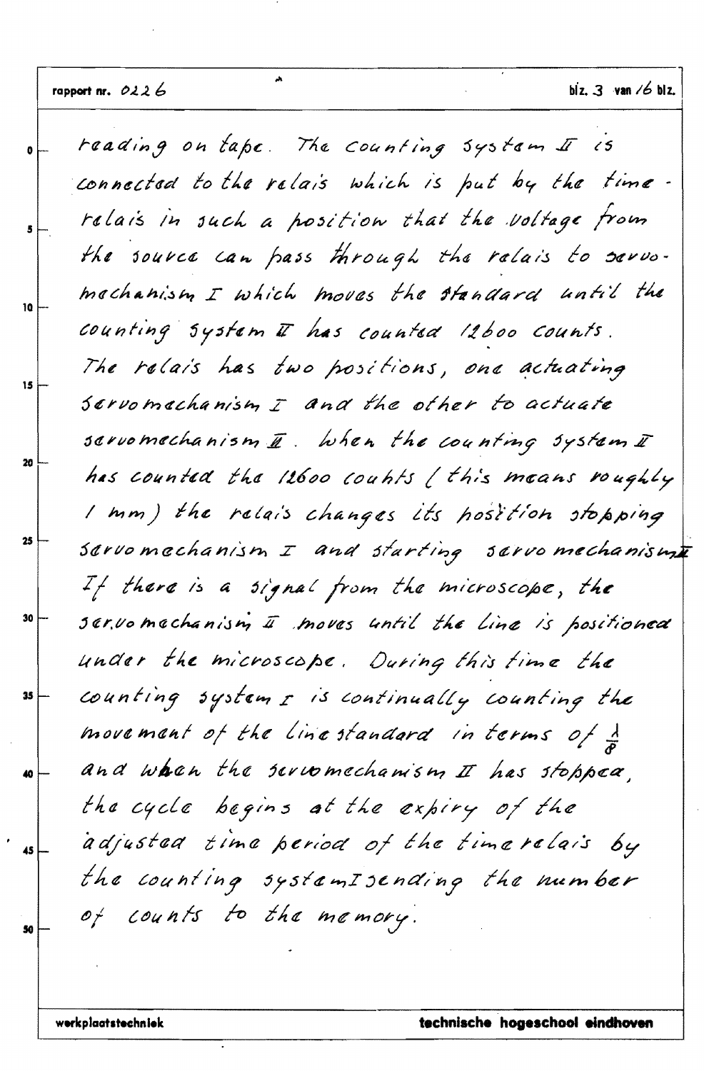reading on tape. The counting system II is connected to the relais which is put by the time-relais in such a position that the voltage from the source can pass through the relais to servo-mechanism I which moves the standard until the counting system II has counted 12600 counts.
The relais has two positions, one actuating servomechanism I and the other to actuate servomechanism II. When the counting system II has counted the 12600 counts (this means roughly 1 mm) the relais changes its position stopping servomechanism I and starting servomechanism II.
If there is a signal from the microscope, the servomechanism II moves until the line is positioned under the microscope. During this time the counting system I is continually counting the movement of the line standard in terms of $\frac{\lambda}{8}$ and when the servomechanism II has stopped, the cycle begins at the expiry of the adjusted time period of the time relais by the counting system I sending the number of counts to the memory.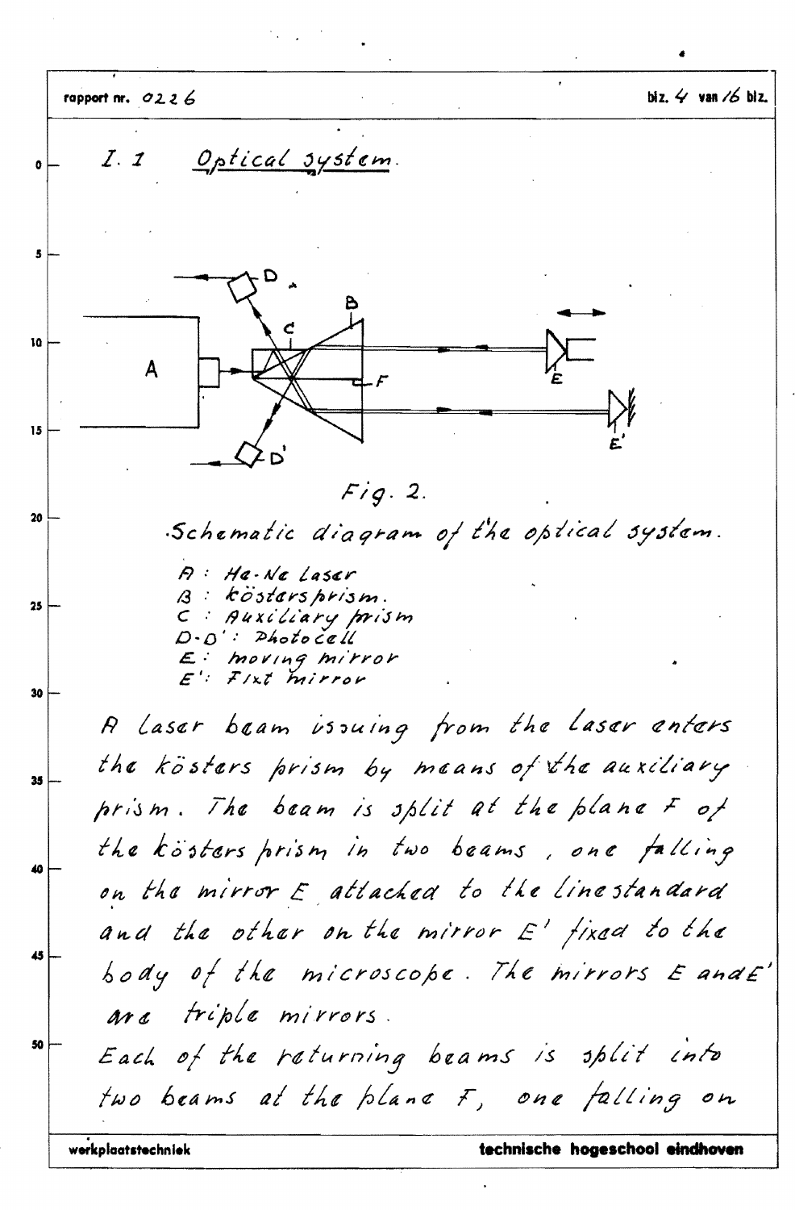## I.1 Optical system.

Fig. 2.

Schematic diagram of the optical system.

A : He-Ne laser
B : köstersprism.
C : Auxiliary prism
D-D' : Photocell
E : moving mirror
E' : Fixt mirror

A laser beam issuing from the laser enters the kösters prism by means of the auxiliary prism. The beam is split at the plane F of the kösters prism in two beams, one falling on the mirror E attached to the linestandard and the other on the mirror E' fixed to the body of the microscope. The mirrors E and E' are triple mirrors.

Each of the returning beams is split into two beams at the plane F, one falling on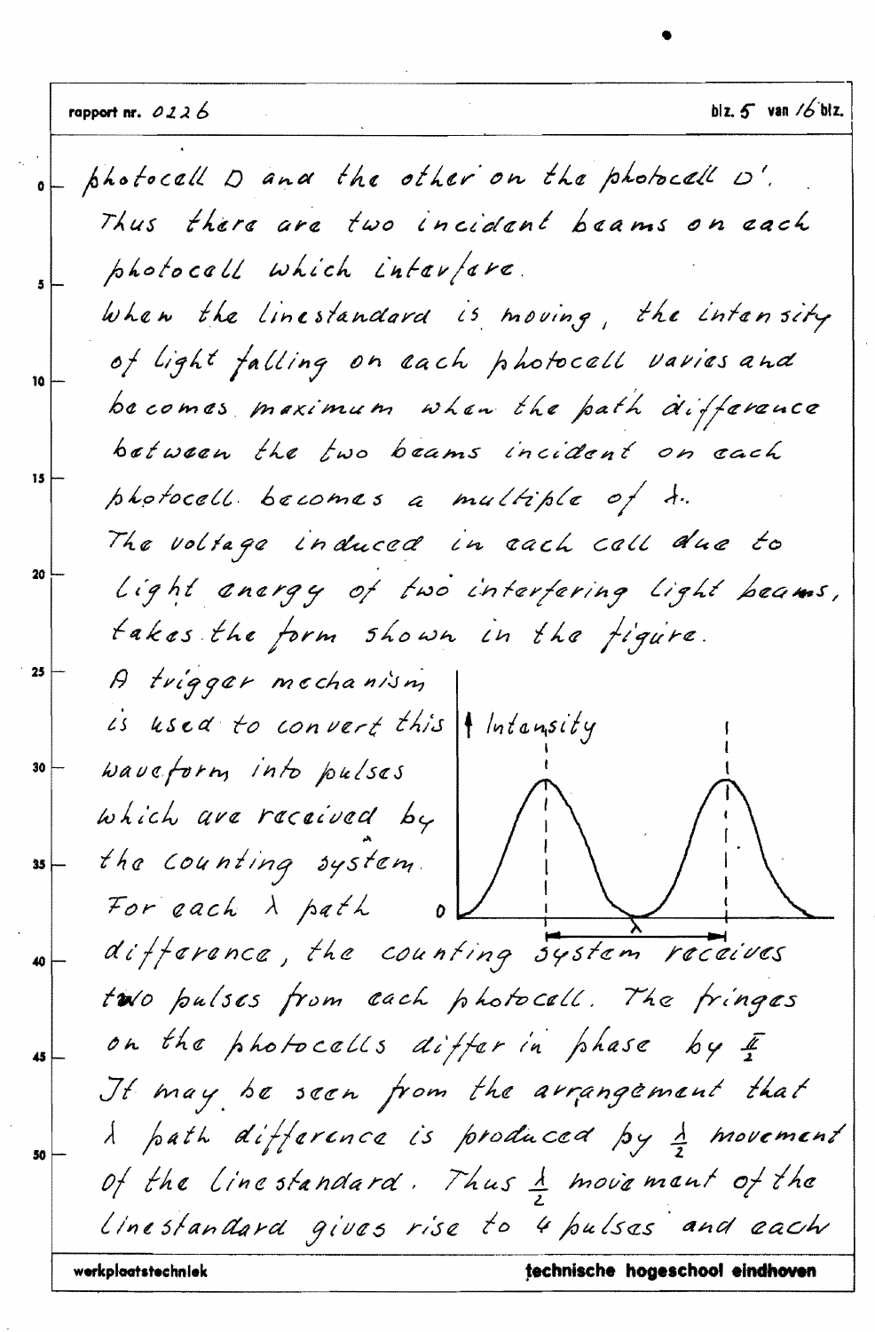photocell D and the other on the photocell D'.
Thus there are two incident beams on each photocell which interfere.
When the linestandard is moving, the intensity of light falling on each photocell varies and becomes maximum when the path difference between the two beams incident on each photocell becomes a multiple of $\lambda$.
The voltage induced in each cell due to light energy of two interfering light beams, takes the form shown in the figure.
A trigger mechanism is used to convert this waveform into pulses which are received by the counting system.
For each $\lambda$ path difference, the counting system receives two pulses from each photocell. The fringes on the photocells differ in phase by $\frac{\pi}{2}$
It may be seen from the arrangement that $\lambda$ path difference is produced by $\frac{\lambda}{2}$ movement of the linestandard. Thus $\frac{\lambda}{2}$ movement of the linestandard gives rise to 4 pulses and each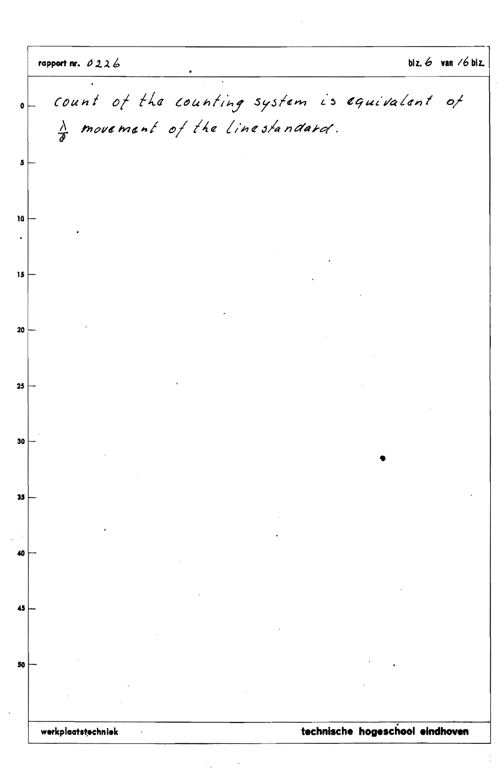count of the counting system is equivalent of $\frac{\lambda}{8}$ movement of the linestandard.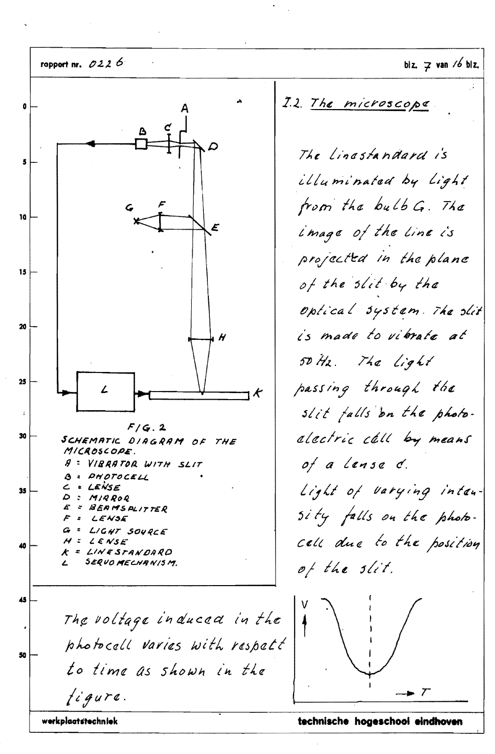## I.2. The microscope

The linestandard is illuminated by light from the bulb G. The image of the line is projected in the plane of the slit by the optical system. The slit is made to vibrate at 50 Hz. The light passing through the slit falls on the photoelectric cell by means of a lense C.
Light of varying intensity falls on the photocell due to the position of the slit.

FIG. 2
SCHEMATIC DIAGRAM OF THE MICROSCOPE.
A : VIBRATOR WITH SLIT
B : PHOTOCELL
C : LENSE
D : MIRROR
E : BEAMSPLITTER
F : LENSE
G : LIGHT SOURCE
H : LENSE
K : LINESTANDARD
L : SERVOMECHANISM.

The voltage induced in the photocell varies with respect to time as shown in the figure.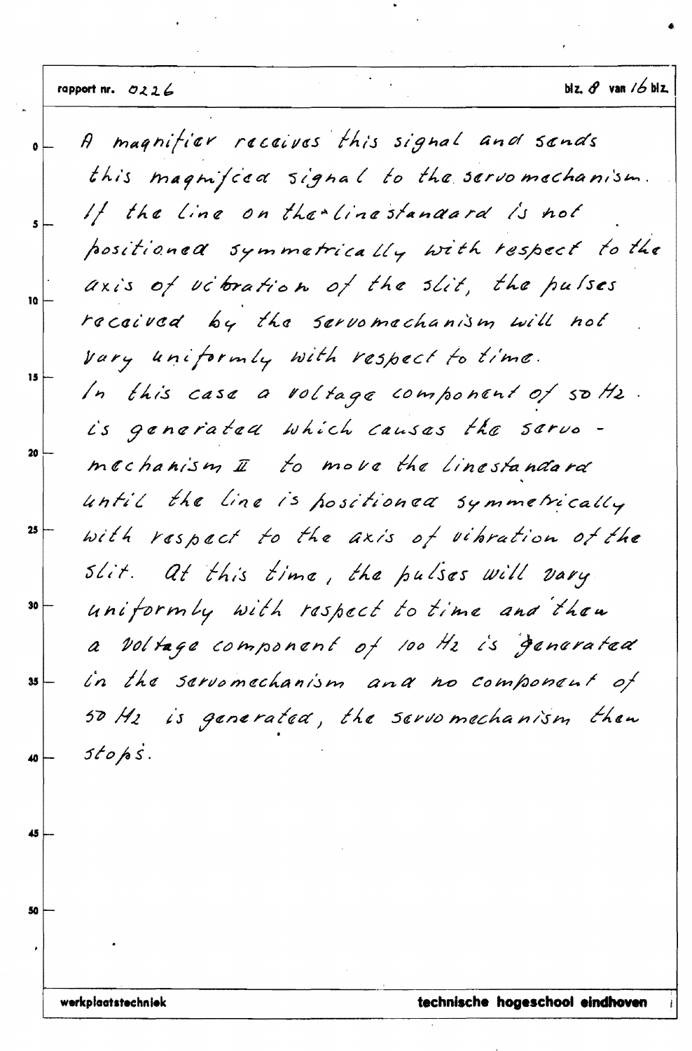A magnifier receives this signal and sends this magnified signal to the servomechanism. If the line on the linestandard is not positioned symmetrically with respect to the axis of vibration of the slit, the pulses received by the servomechanism will not vary uniformly with respect to time.
In this case a voltage component of 50 Hz. is generated which causes the servomechanism II to move the linestandard until the line is positioned symmetrically with respect to the axis of vibration of the slit. At this time, the pulses will vary uniformly with respect to time and then a voltage component of 100 Hz is generated in the servomechanism and no component of 50 Hz is generated, the servomechanism then stops.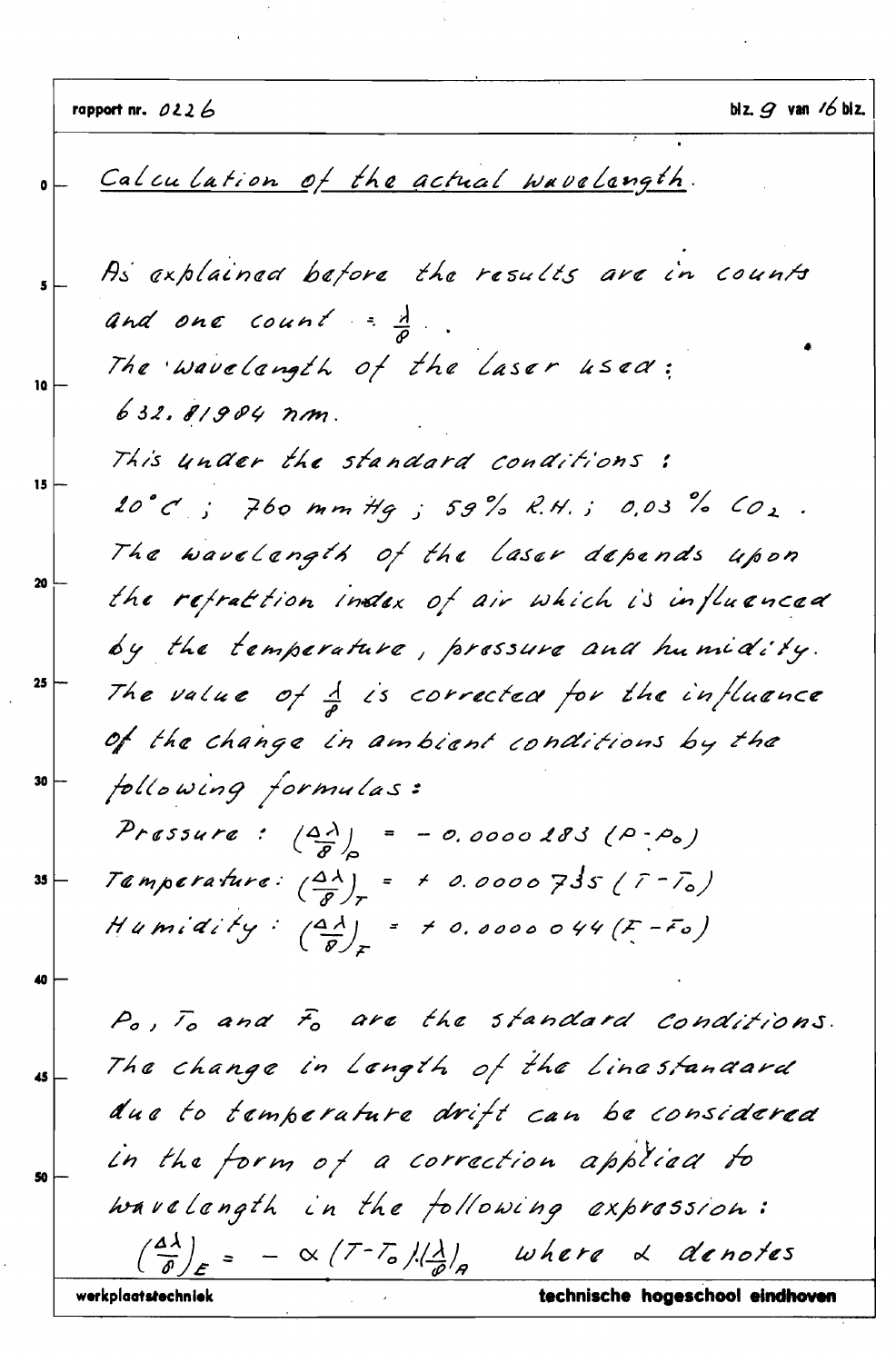## Calculation of the actual wavelength.

As explained before the results are in counts and one count $= \frac{\lambda}{8}$.

The wavelength of the laser used:

632.81984 nm.

This under the standard conditions:

20 °C ; 760 mm Hg ; 59 % R.H. ; 0,03 % $CO_2$.

The wavelength of the laser depends upon the refraction index of air which is influenced by the temperature, pressure and humidity.

The value of $\frac{\lambda}{8}$ is corrected for the influence of the change in ambient conditions by the following formulas:

Pressure : $\left(\frac{\Delta\lambda}{8}\right)_P = -0.0000283\,(P - P_0)$

Temperature: $\left(\frac{\Delta\lambda}{8}\right)_T = +0.0000735\,(T - T_0)$

Humidity : $\left(\frac{\Delta\lambda}{8}\right)_F = +0.0000044\,(F - F_0)$

$P_0$, $T_0$ and $F_0$ are the standard conditions.

The change in length of the line standard due to temperature drift can be considered in the form of a correction applied to wavelength in the following expression:

$\left(\frac{\Delta\lambda}{8}\right)_E = -\alpha\,(T - T_0)\cdot\left(\frac{\lambda}{8}\right)_A$ where $\alpha$ denotes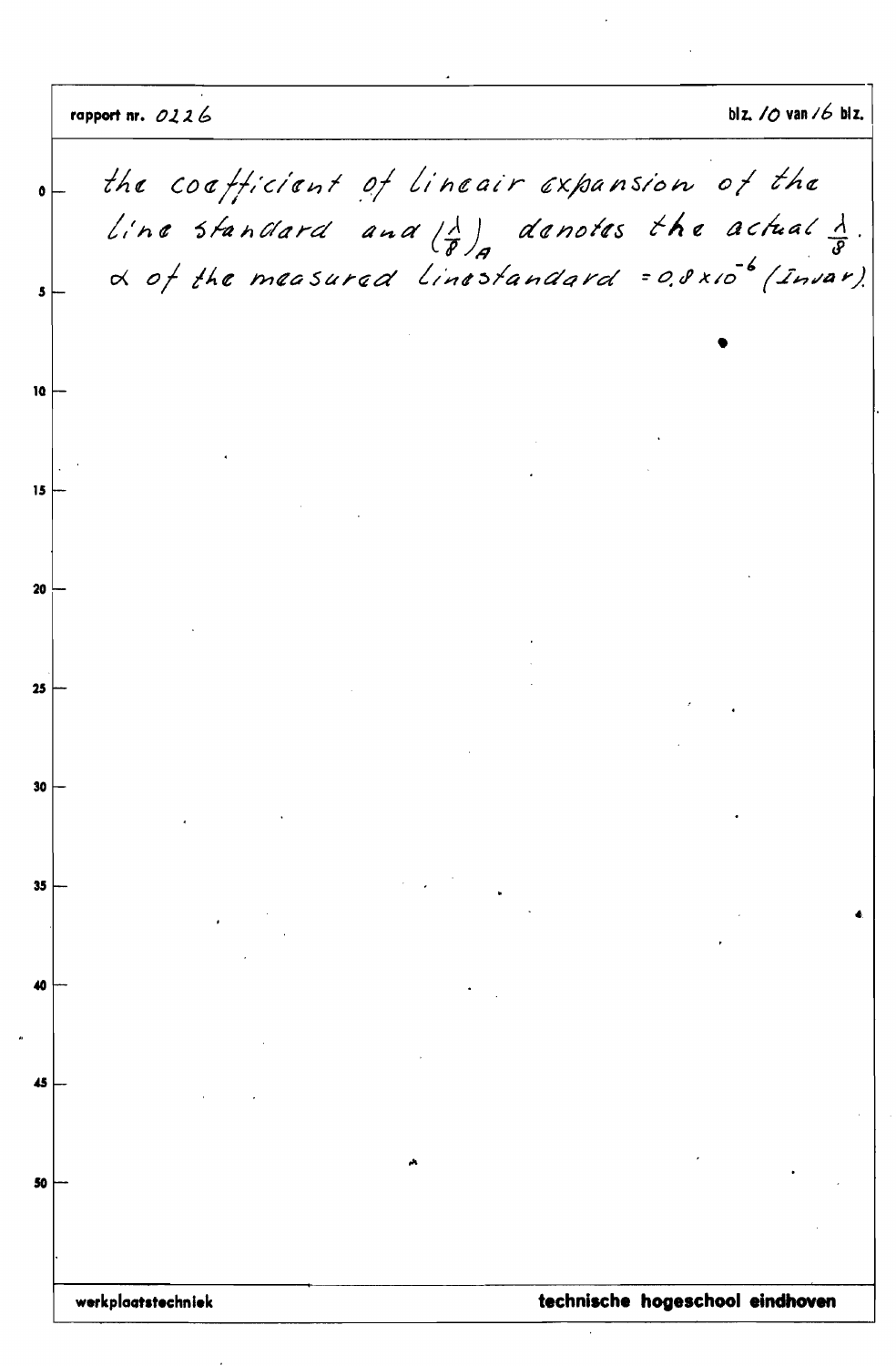the coefficient of lineair expansion of the line standard and $\left(\frac{\lambda}{8}\right)_A$ denotes the actual $\frac{\lambda}{8}$.

$\alpha$ of the measured linestandard $= 0.8 \times 10^{-6}$ (Invar).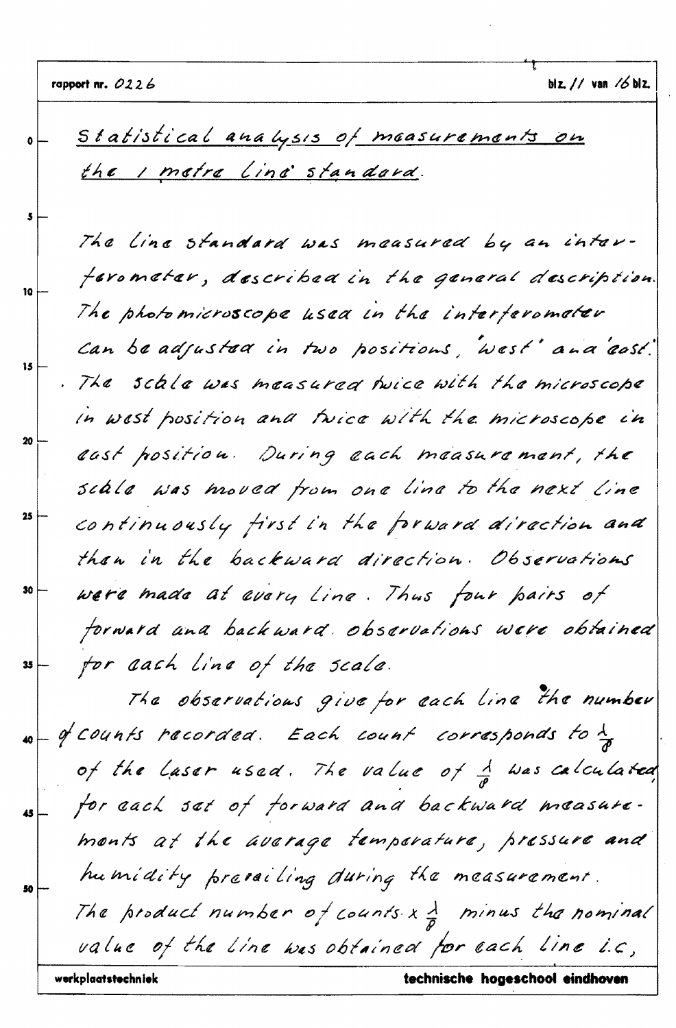## Statistical analysis of measurements on the 1 metre line standard.

The line standard was measured by an interferometer, described in the general description. The photomicroscope used in the interferometer can be adjusted in two positions, 'west' and 'east'. The scale was measured twice with the microscope in west position and twice with the microscope in east position. During each measurement, the scale was moved from one line to the next line continuously first in the forward direction and then in the backward direction. Observations were made at every line. Thus four pairs of forward and backward observations were obtained for each line of the scale.

The observations give for each line the number of counts recorded. Each count corresponds to $\frac{\lambda}{8}$ of the laser used. The value of $\frac{\lambda}{8}$ was calculated for each set of forward and backward measurements at the average temperature, pressure and humidity prevailing during the measurement. The product number of counts $\times \frac{\lambda}{8}$ minus the nominal value of the line was obtained for each line i.e,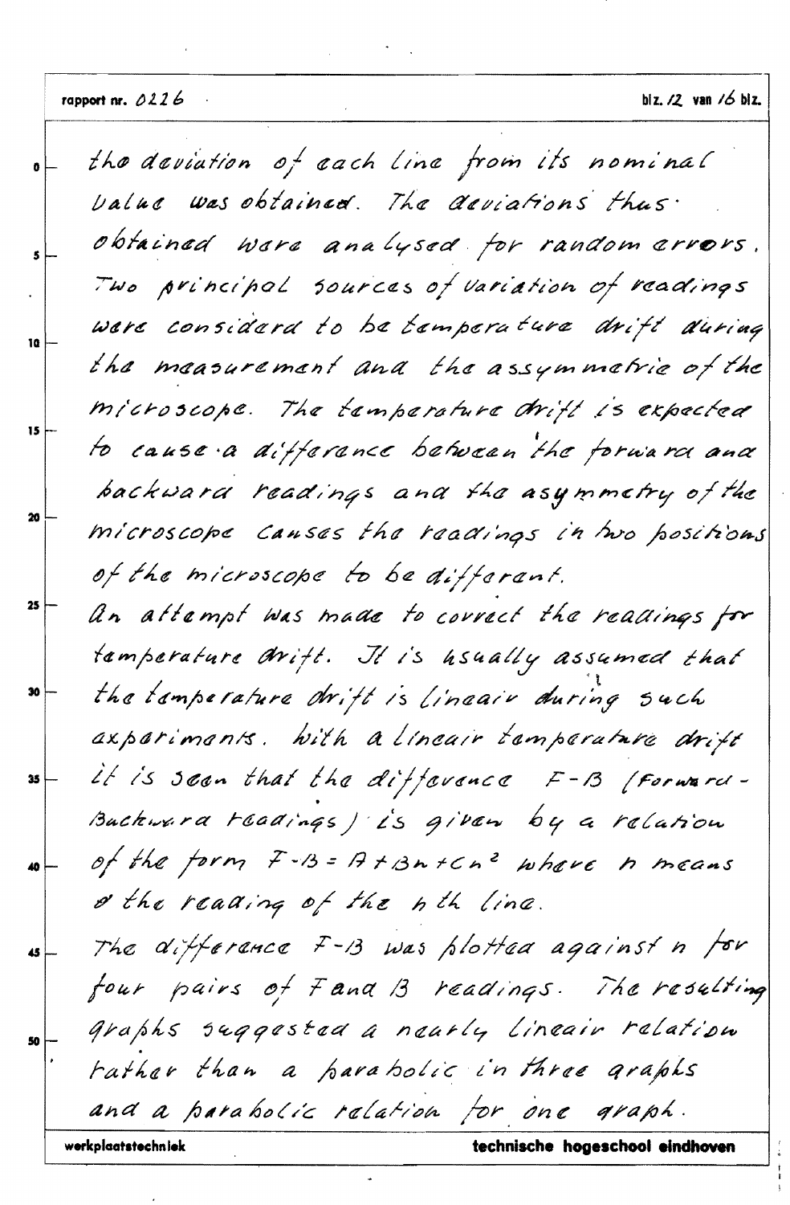the deviation of each line from its nominal value was obtained. The deviations thus obtained were analysed for random errors. Two principal sources of variation of readings were considerd to be temperature drift during the measurement and the assymmetrie of the microscope. The temperature drift is expected to cause a difference between the forward and backward readings and the asymmetry of the microscope causes the readings in two positions of the microscope to be different.

An attempt was made to correct the readings for temperature drift. It is usually assumed that the temperature drift is lineair during such experiments. With a lineair temperature drift it is seen that the difference F-B (Forward-Backward readings) is given by a relation of the form $F-B = A + Bn + Cn^2$ where $n$ means the reading of the $n$th line.

The difference F-B was plotted against $n$ for four pairs of F and B readings. The resulting graphs suggested a nearly lineair relation rather than a parabolic in three graphs and a parabolic relation for one graph.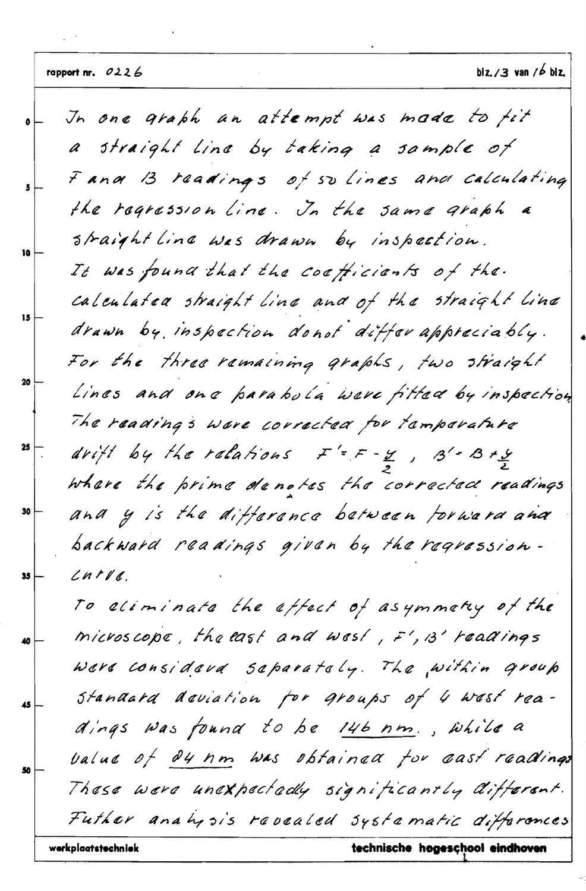In one graph an attempt was made to fit a straight line by taking a sample of F and B readings of 50 lines and calculating the regression line. In the same graph a straight line was drawn by inspection.
It was found that the coefficients of the calculated straight line and of the straight line drawn by inspection donot differ appreciably.
For the three remaining graphs, two straight lines and one parabola were fitted by inspection.
The readings were corrected for temperature drift by the relations $F' = F - \frac{y}{2}$ , $B' = B + \frac{y}{2}$
where the prime denotes the corrected readings and $y$ is the difference between forward and backward readings given by the regression-curve.
To eliminate the effect of asymmetry of the microscope, the east and west, $F'$, $B'$ readings were considerd separately. The within group standard deviation for groups of 4 west readings was found to be 146 nm., while a value of 84 nm was obtained for east readings.
These were unexpectedly significantly different.
Futher analysis revealed systematic differences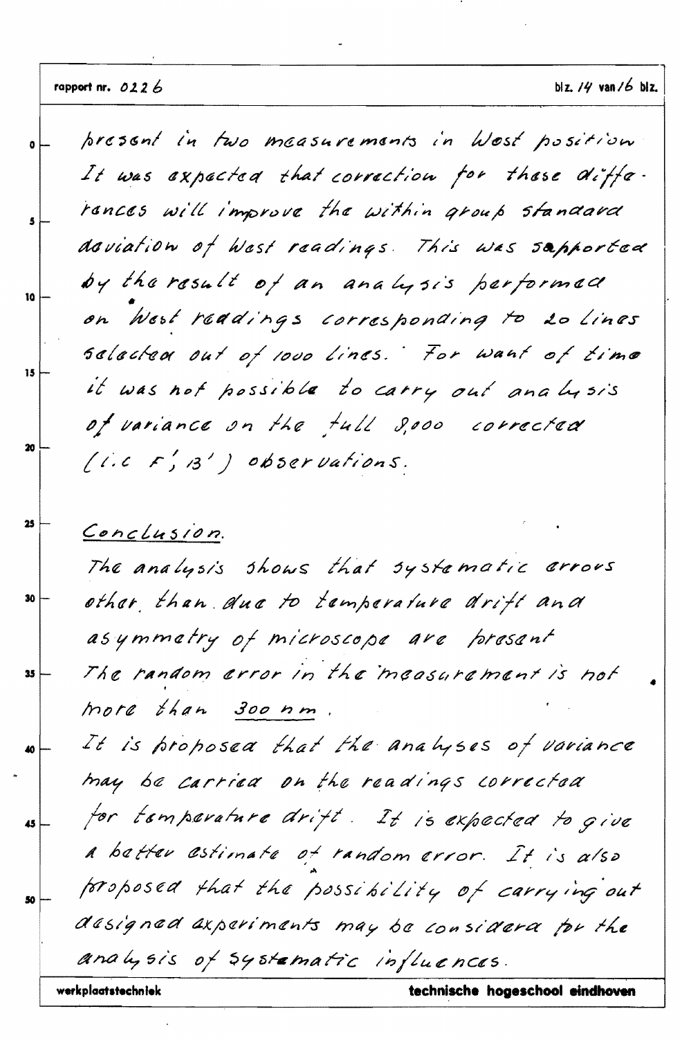present in two measurements in West position. It was expected that correction for these differences will improve the within group standard deviation of West readings. This was supported by the result of an analysis performed on West readings corresponding to 20 lines selected out of 1000 lines. For want of time it was not possible to carry out analysis of variance on the full 8,000 corrected (i.e F', B') observations.

## Conclusion.

The analysis shows that systematic errors other than due to temperature drift and asymmetry of microscope are present. The random error in the measurement is not more than 300 nm.

It is proposed that the analyses of variance may be carried on the readings corrected for temperature drift. It is expected to give a better estimate of random error. It is also proposed that the possibility of carrying out designed experiments may be considered for the analysis of systematic influences.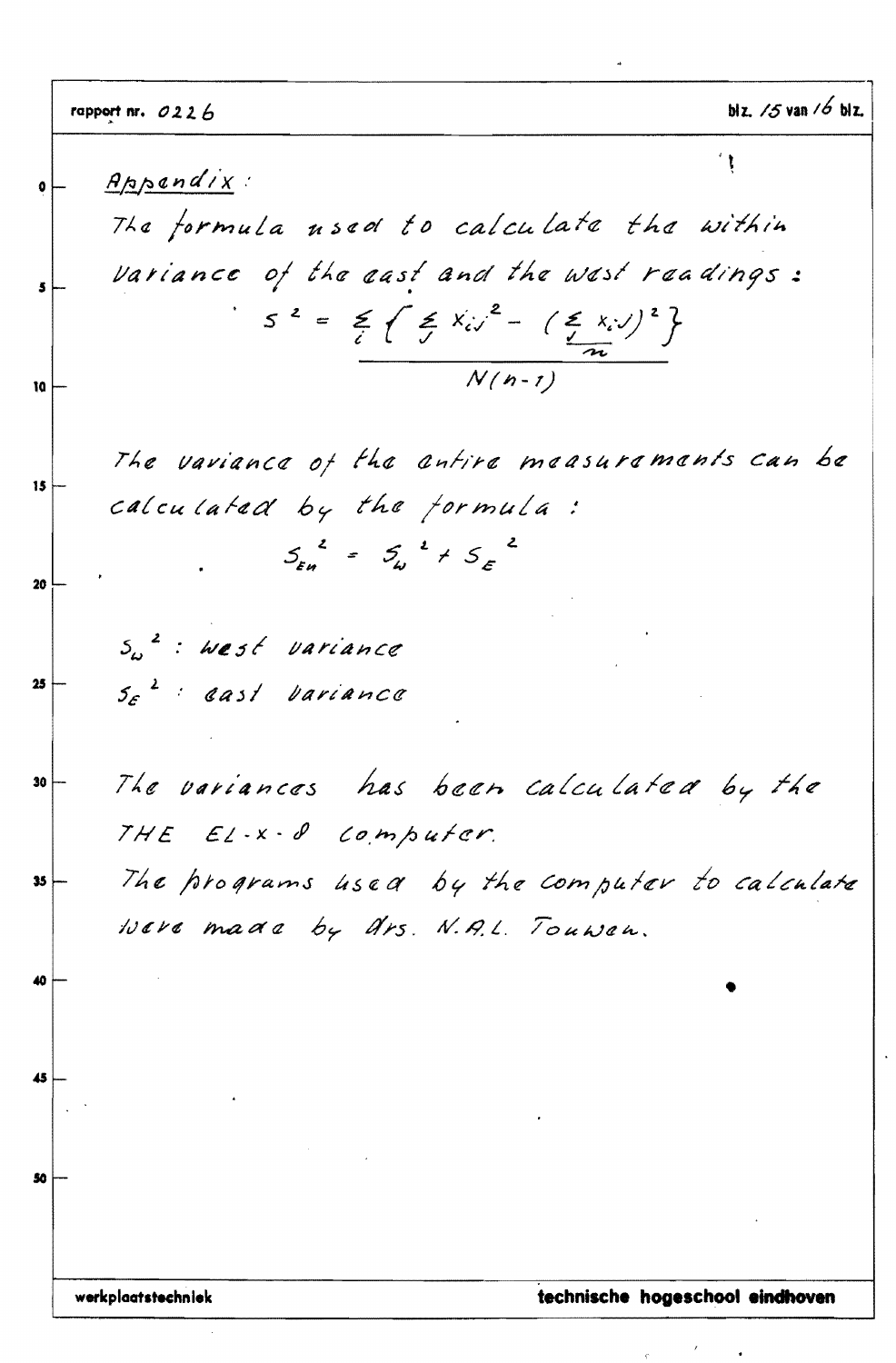## Appendix:

The formula used to calculate the within variance of the east and the west readings:

$$s^2 = \frac{\sum_i \left\{ \sum_j x_{ij}^2 - \frac{\left(\sum_j x_{ij}\right)^2}{n} \right\}}{N(n-1)}$$

The variance of the entire measurements can be calculated by the formula:

$$S_{Ew}^2 = S_w^2 + S_E^2$$

$S_w^2$ : west variance

$S_E^2$ : east variance

The variances has been calculated by the THE EL-x-8 computer.

The programs used by the computer to calculate were made by drs. N.A.L. Touwen.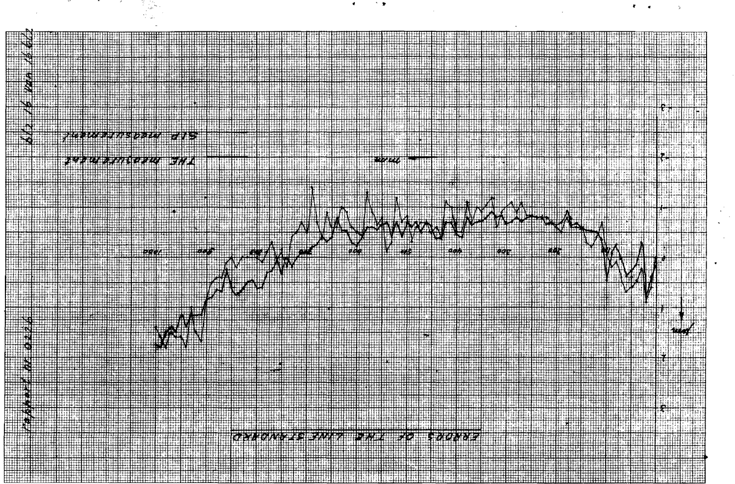SIP measurement

THE measurement

mm

ERRORS OF THE LINE STANDARD

1000

900

800

700

600

500

400

300

200

100

0

2

1

0

1

2

3

μm

Rapport nr 0226

619 16 Nov 1962